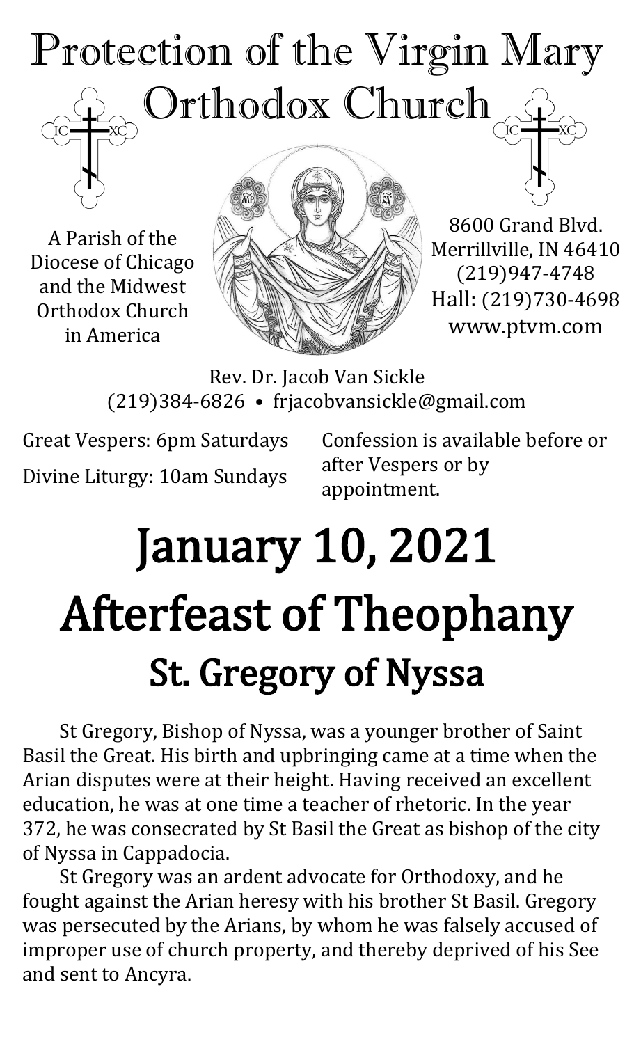# Protection of the Virgin Mary Orthodox Church

A Parish of the Diocese of Chicago and the Midwest Orthodox Church in America

8600 Grand Blvd.
Merrillville, IN 46410
(219)947-4748
Hall: (219)730-4698
www.ptvm.com

Rev. Dr. Jacob Van Sickle
(219)384-6826 • frjacobvansickle@gmail.com

Great Vespers: 6pm Saturdays

Divine Liturgy: 10am Sundays

Confession is available before or after Vespers or by appointment.

# January 10, 2021

# Afterfeast of Theophany

## St. Gregory of Nyssa

St Gregory, Bishop of Nyssa, was a younger brother of Saint Basil the Great. His birth and upbringing came at a time when the Arian disputes were at their height. Having received an excellent education, he was at one time a teacher of rhetoric. In the year 372, he was consecrated by St Basil the Great as bishop of the city of Nyssa in Cappadocia.

St Gregory was an ardent advocate for Orthodoxy, and he fought against the Arian heresy with his brother St Basil. Gregory was persecuted by the Arians, by whom he was falsely accused of improper use of church property, and thereby deprived of his See and sent to Ancyra.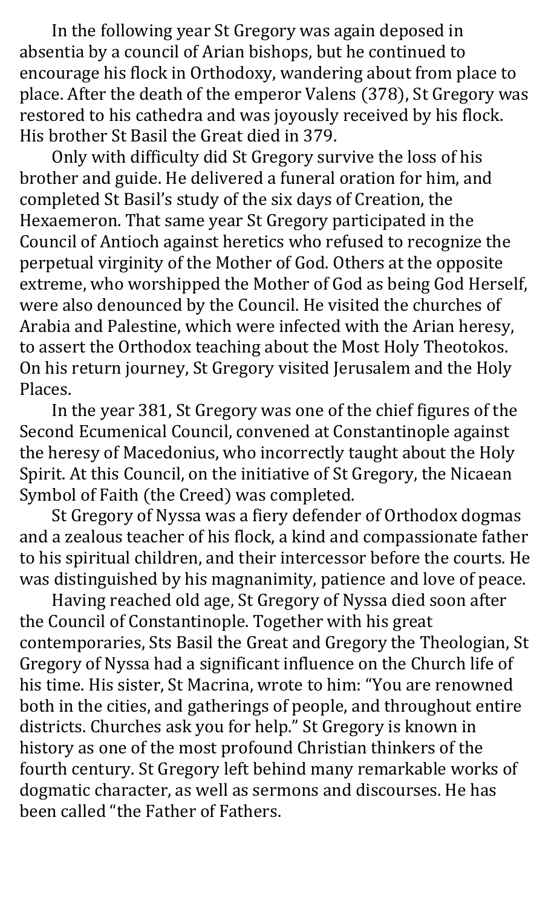In the following year St Gregory was again deposed in absentia by a council of Arian bishops, but he continued to encourage his flock in Orthodoxy, wandering about from place to place. After the death of the emperor Valens (378), St Gregory was restored to his cathedra and was joyously received by his flock. His brother St Basil the Great died in 379.

Only with difficulty did St Gregory survive the loss of his brother and guide. He delivered a funeral oration for him, and completed St Basil's study of the six days of Creation, the Hexaemeron. That same year St Gregory participated in the Council of Antioch against heretics who refused to recognize the perpetual virginity of the Mother of God. Others at the opposite extreme, who worshipped the Mother of God as being God Herself, were also denounced by the Council. He visited the churches of Arabia and Palestine, which were infected with the Arian heresy, to assert the Orthodox teaching about the Most Holy Theotokos. On his return journey, St Gregory visited Jerusalem and the Holy Places.

In the year 381, St Gregory was one of the chief figures of the Second Ecumenical Council, convened at Constantinople against the heresy of Macedonius, who incorrectly taught about the Holy Spirit. At this Council, on the initiative of St Gregory, the Nicaean Symbol of Faith (the Creed) was completed.

St Gregory of Nyssa was a fiery defender of Orthodox dogmas and a zealous teacher of his flock, a kind and compassionate father to his spiritual children, and their intercessor before the courts. He was distinguished by his magnanimity, patience and love of peace.

Having reached old age, St Gregory of Nyssa died soon after the Council of Constantinople. Together with his great contemporaries, Sts Basil the Great and Gregory the Theologian, St Gregory of Nyssa had a significant influence on the Church life of his time. His sister, St Macrina, wrote to him: "You are renowned both in the cities, and gatherings of people, and throughout entire districts. Churches ask you for help." St Gregory is known in history as one of the most profound Christian thinkers of the fourth century. St Gregory left behind many remarkable works of dogmatic character, as well as sermons and discourses. He has been called "the Father of Fathers.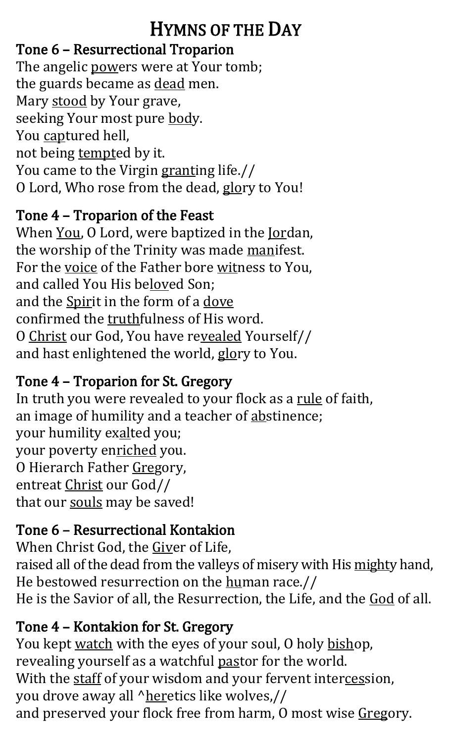# Hymns of the Day

### Tone 6 – Resurrectional Troparion

The angelic powers were at Your tomb;  
the guards became as dead men.  
Mary stood by Your grave,  
seeking Your most pure body.  
You captured hell,  
not being tempted by it.  
You came to the Virgin granting life.//  
O Lord, Who rose from the dead, glory to You!

### Tone 4 – Troparion of the Feast

When You, O Lord, were baptized in the Jordan,  
the worship of the Trinity was made manifest.  
For the voice of the Father bore witness to You,  
and called You His beloved Son;  
and the Spirit in the form of a dove  
confirmed the truthfulness of His word.  
O Christ our God, You have revealed Yourself//  
and hast enlightened the world, glory to You.

### Tone 4 – Troparion for St. Gregory

In truth you were revealed to your flock as a rule of faith,  
an image of humility and a teacher of abstinence;  
your humility exalted you;  
your poverty enriched you.  
O Hierarch Father Gregory,  
entreat Christ our God//  
that our souls may be saved!

### Tone 6 – Resurrectional Kontakion

When Christ God, the Giver of Life,  
raised all of the dead from the valleys of misery with His mighty hand,  
He bestowed resurrection on the human race.//  
He is the Savior of all, the Resurrection, the Life, and the God of all.

### Tone 4 – Kontakion for St. Gregory

You kept watch with the eyes of your soul, O holy bishop,  
revealing yourself as a watchful pastor for the world.  
With the staff of your wisdom and your fervent intercession,  
you drove away all ^heretics like wolves,//  
and preserved your flock free from harm, O most wise Gregory.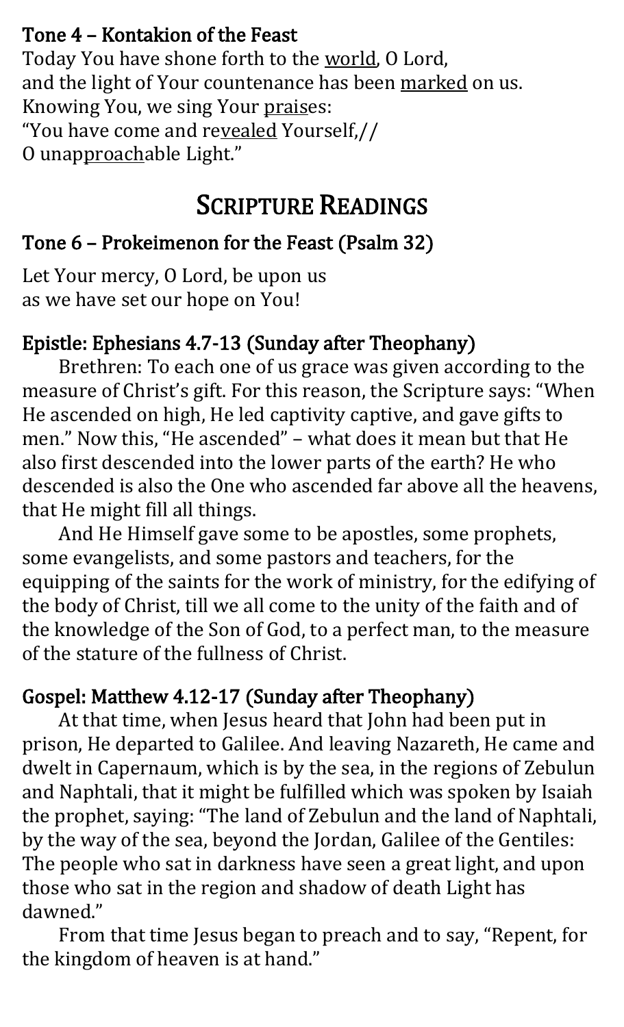### Tone 4 – Kontakion of the Feast

Today You have shone forth to the world, O Lord,
and the light of Your countenance has been marked on us.
Knowing You, we sing Your praises:
"You have come and revealed Yourself,//
O unapproachable Light."

## Scripture Readings

### Tone 6 – Prokeimenon for the Feast (Psalm 32)

Let Your mercy, O Lord, be upon us
as we have set our hope on You!

### Epistle: Ephesians 4.7-13 (Sunday after Theophany)

Brethren: To each one of us grace was given according to the measure of Christ's gift. For this reason, the Scripture says: "When He ascended on high, He led captivity captive, and gave gifts to men." Now this, "He ascended" – what does it mean but that He also first descended into the lower parts of the earth? He who descended is also the One who ascended far above all the heavens, that He might fill all things.

And He Himself gave some to be apostles, some prophets, some evangelists, and some pastors and teachers, for the equipping of the saints for the work of ministry, for the edifying of the body of Christ, till we all come to the unity of the faith and of the knowledge of the Son of God, to a perfect man, to the measure of the stature of the fullness of Christ.

### Gospel: Matthew 4.12-17 (Sunday after Theophany)

At that time, when Jesus heard that John had been put in prison, He departed to Galilee. And leaving Nazareth, He came and dwelt in Capernaum, which is by the sea, in the regions of Zebulun and Naphtali, that it might be fulfilled which was spoken by Isaiah the prophet, saying: "The land of Zebulun and the land of Naphtali, by the way of the sea, beyond the Jordan, Galilee of the Gentiles: The people who sat in darkness have seen a great light, and upon those who sat in the region and shadow of death Light has dawned."

From that time Jesus began to preach and to say, "Repent, for the kingdom of heaven is at hand."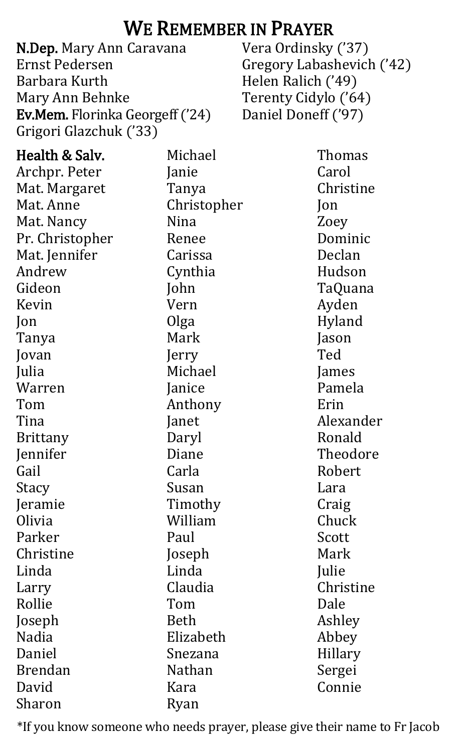# We Remember in Prayer

**N.Dep.** Mary Ann Caravana
Ernst Pedersen
Barbara Kurth
Mary Ann Behnke
**Ev.Mem.** Florinka Georgeff ('24)
Grigori Glazchuk ('33)
Vera Ordinsky ('37)
Gregory Labashevich ('42)
Helen Ralich ('49)
Terenty Cidylo ('64)
Daniel Doneff ('97)

**Health & Salv.**
Archpr. Peter
Mat. Margaret
Mat. Anne
Mat. Nancy
Pr. Christopher
Mat. Jennifer
Andrew
Gideon
Kevin
Jon
Tanya
Jovan
Julia
Warren
Tom
Tina
Brittany
Jennifer
Gail
Stacy
Jeramie
Olivia
Parker
Christine
Linda
Larry
Rollie
Joseph
Nadia
Daniel
Brendan
David
Sharon
Michael
Janie
Tanya
Christopher
Nina
Renee
Carissa
Cynthia
John
Vern
Olga
Mark
Jerry
Michael
Janice
Anthony
Janet
Daryl
Diane
Carla
Susan
Timothy
William
Paul
Joseph
Linda
Claudia
Tom
Beth
Elizabeth
Snezana
Nathan
Kara
Ryan
Thomas
Carol
Christine
Jon
Zoey
Dominic
Declan
Hudson
TaQuana
Ayden
Hyland
Jason
Ted
James
Pamela
Erin
Alexander
Ronald
Theodore
Robert
Lara
Craig
Chuck
Scott
Mark
Julie
Christine
Dale
Ashley
Abbey
Hillary
Sergei
Connie

*If you know someone who needs prayer, please give their name to Fr Jacob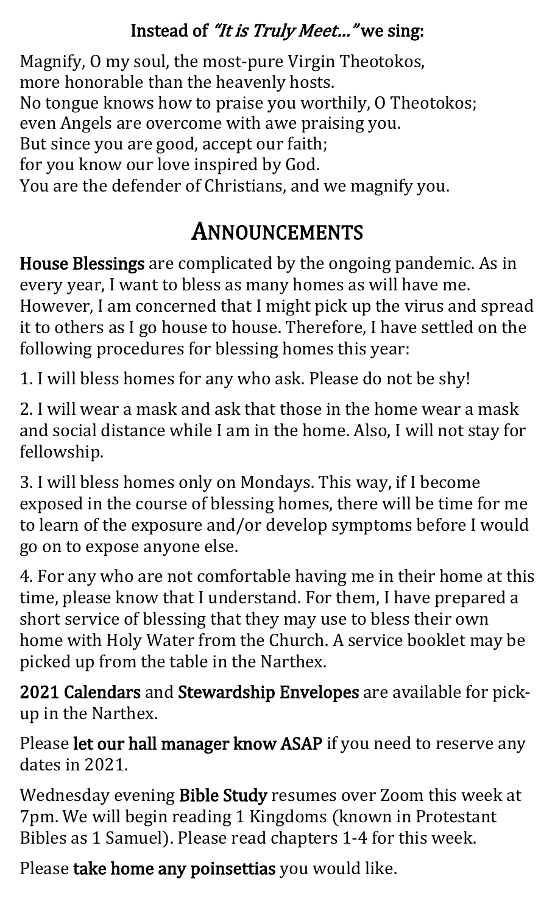**Instead of *"It is Truly Meet..."* we sing:**

Magnify, O my soul, the most-pure Virgin Theotokos,
more honorable than the heavenly hosts.
No tongue knows how to praise you worthily, O Theotokos;
even Angels are overcome with awe praising you.
But since you are good, accept our faith;
for you know our love inspired by God.
You are the defender of Christians, and we magnify you.

# Announcements

**House Blessings** are complicated by the ongoing pandemic. As in every year, I want to bless as many homes as will have me. However, I am concerned that I might pick up the virus and spread it to others as I go house to house. Therefore, I have settled on the following procedures for blessing homes this year:

1. I will bless homes for any who ask. Please do not be shy!

2. I will wear a mask and ask that those in the home wear a mask and social distance while I am in the home. Also, I will not stay for fellowship.

3. I will bless homes only on Mondays. This way, if I become exposed in the course of blessing homes, there will be time for me to learn of the exposure and/or develop symptoms before I would go on to expose anyone else.

4. For any who are not comfortable having me in their home at this time, please know that I understand. For them, I have prepared a short service of blessing that they may use to bless their own home with Holy Water from the Church. A service booklet may be picked up from the table in the Narthex.

**2021 Calendars** and **Stewardship Envelopes** are available for pick-up in the Narthex.

Please **let our hall manager know ASAP** if you need to reserve any dates in 2021.

Wednesday evening **Bible Study** resumes over Zoom this week at 7pm. We will begin reading 1 Kingdoms (known in Protestant Bibles as 1 Samuel). Please read chapters 1-4 for this week.

Please **take home any poinsettias** you would like.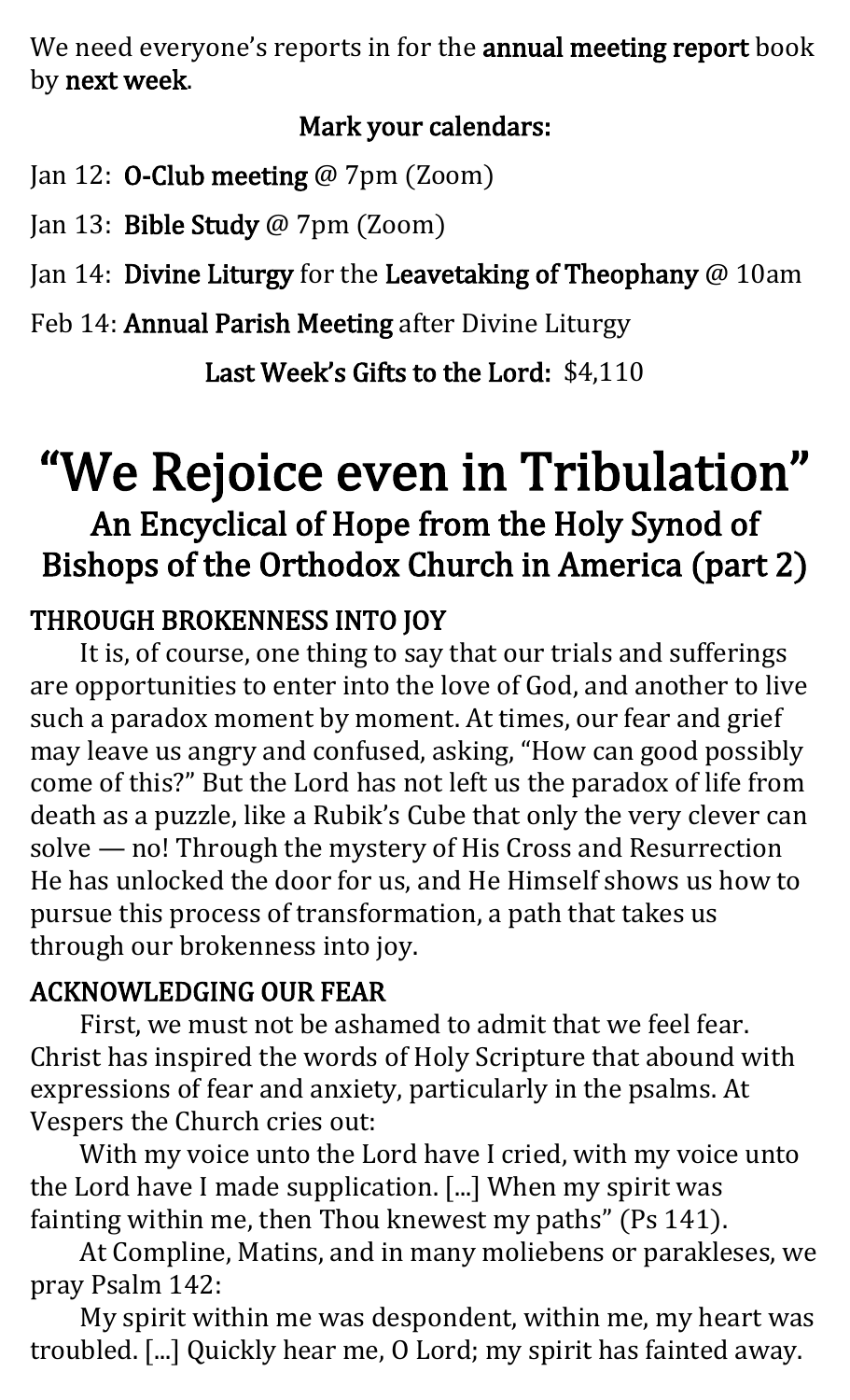We need everyone's reports in for the **annual meeting report** book by **next week**.

**Mark your calendars:**

Jan 12: **O-Club meeting** @ 7pm (Zoom)

Jan 13: **Bible Study** @ 7pm (Zoom)

Jan 14: **Divine Liturgy** for the **Leavetaking of Theophany** @ 10am

Feb 14: **Annual Parish Meeting** after Divine Liturgy

**Last Week's Gifts to the Lord:** $4,110

# "We Rejoice even in Tribulation"

## An Encyclical of Hope from the Holy Synod of Bishops of the Orthodox Church in America (part 2)

### THROUGH BROKENNESS INTO JOY

It is, of course, one thing to say that our trials and sufferings are opportunities to enter into the love of God, and another to live such a paradox moment by moment. At times, our fear and grief may leave us angry and confused, asking, "How can good possibly come of this?" But the Lord has not left us the paradox of life from death as a puzzle, like a Rubik's Cube that only the very clever can solve — no! Through the mystery of His Cross and Resurrection He has unlocked the door for us, and He Himself shows us how to pursue this process of transformation, a path that takes us through our brokenness into joy.

### ACKNOWLEDGING OUR FEAR

First, we must not be ashamed to admit that we feel fear. Christ has inspired the words of Holy Scripture that abound with expressions of fear and anxiety, particularly in the psalms. At Vespers the Church cries out:

With my voice unto the Lord have I cried, with my voice unto the Lord have I made supplication. [...] When my spirit was fainting within me, then Thou knewest my paths" (Ps 141).

At Compline, Matins, and in many moliebens or parakleses, we pray Psalm 142:

My spirit within me was despondent, within me, my heart was troubled. [...] Quickly hear me, O Lord; my spirit has fainted away.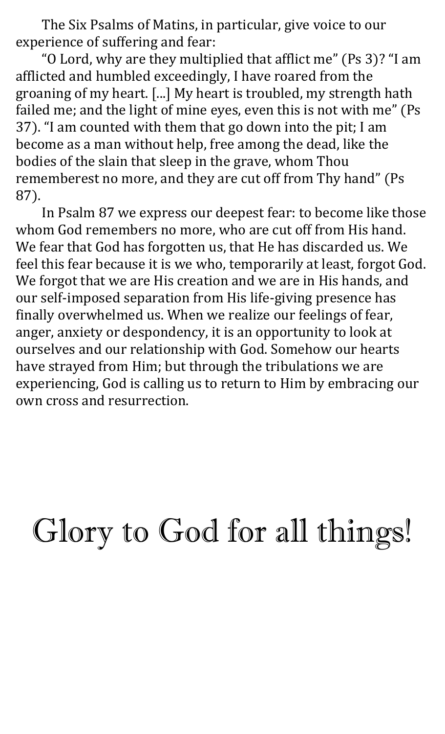The Six Psalms of Matins, in particular, give voice to our experience of suffering and fear:

"O Lord, why are they multiplied that afflict me" (Ps 3)? "I am afflicted and humbled exceedingly, I have roared from the groaning of my heart. [...] My heart is troubled, my strength hath failed me; and the light of mine eyes, even this is not with me" (Ps 37). "I am counted with them that go down into the pit; I am become as a man without help, free among the dead, like the bodies of the slain that sleep in the grave, whom Thou rememberest no more, and they are cut off from Thy hand" (Ps 87).

In Psalm 87 we express our deepest fear: to become like those whom God remembers no more, who are cut off from His hand. We fear that God has forgotten us, that He has discarded us. We feel this fear because it is we who, temporarily at least, forgot God. We forgot that we are His creation and we are in His hands, and our self-imposed separation from His life-giving presence has finally overwhelmed us. When we realize our feelings of fear, anger, anxiety or despondency, it is an opportunity to look at ourselves and our relationship with God. Somehow our hearts have strayed from Him; but through the tribulations we are experiencing, God is calling us to return to Him by embracing our own cross and resurrection.

# Glory to God for all things!